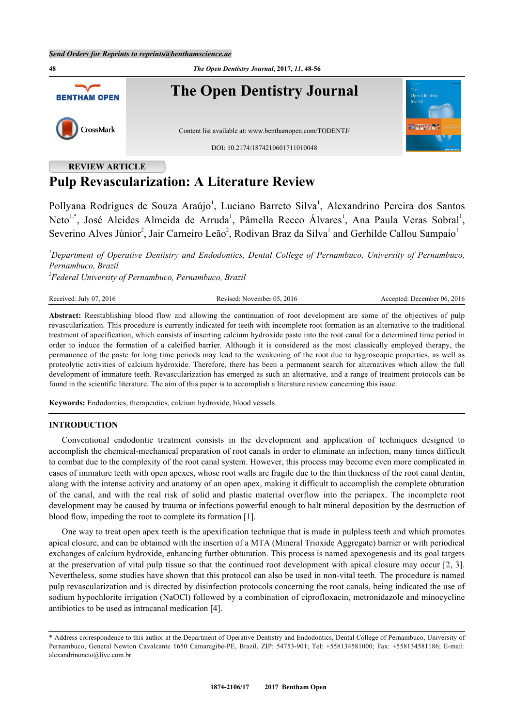REVIEW ARTICLE

# Pulp Revascularization: A Literature Review

Pollyana Rodrigues de Souza Araújo[1], Luciano Barreto Silva[1], Alexandrino Pereira dos Santos Neto[1,*], José Alcides Almeida de Arruda[1], Pâmella Recco Álvares[1], Ana Paula Veras Sobral[1], Severino Alves Júnior[2], Jair Carneiro Leão[2], Rodivan Braz da Silva[1] and Gerhilde Callou Sampaio[1]

[1]*Department of Operative Dentistry and Endodontics, Dental College of Pernambuco, University of Pernambuco, Pernambuco, Brazil*
[2]*Federal University of Pernambuco, Pernambuco, Brazil*

Received: July 07, 2016 Revised: November 05, 2016 Accepted: December 06, 2016

**Abstract:** Reestablishing blood flow and allowing the continuation of root development are some of the objectives of pulp revascularization. This procedure is currently indicated for teeth with incomplete root formation as an alternative to the traditional treatment of apecification, which consists of inserting calcium hydroxide paste into the root canal for a determined time period in order to induce the formation of a calcified barrier. Although it is considered as the most classically employed therapy, the permanence of the paste for long time periods may lead to the weakening of the root due to hygroscopic properties, as well as proteolytic activities of calcium hydroxide. Therefore, there has been a permanent search for alternatives which allow the full development of immature teeth. Revascularization has emerged as such an alternative, and a range of treatment protocols can be found in the scientific literature. The aim of this paper is to accomplish a literature review concerning this issue.

**Keywords:** Endodontics, therapeutics, calcium hydroxide, blood vessels.

## INTRODUCTION

Conventional endodontic treatment consists in the development and application of techniques designed to accomplish the chemical-mechanical preparation of root canals in order to eliminate an infection, many times difficult to combat due to the complexity of the root canal system. However, this process may become even more complicated in cases of immature teeth with open apexes, whose root walls are fragile due to the thin thickness of the root canal dentin, along with the intense activity and anatomy of an open apex, making it difficult to accomplish the complete obturation of the canal, and with the real risk of solid and plastic material overflow into the periapex. The incomplete root development may be caused by trauma or infections powerful enough to halt mineral deposition by the destruction of blood flow, impeding the root to complete its formation [1].

One way to treat open apex teeth is the apexification technique that is made in pulpless teeth and which promotes apical closure, and can be obtained with the insertion of a MTA (Mineral Trioxide Aggregate) barrier or with periodical exchanges of calcium hydroxide, enhancing further obturation. This process is named apexogenesis and its goal targets at the preservation of vital pulp tissue so that the continued root development with apical closure may occur [2, 3]. Nevertheless, some studies have shown that this protocol can also be used in non-vital teeth. The procedure is named pulp revascularization and is directed by disinfection protocols concerning the root canals, being indicated the use of sodium hypochlorite irrigation (NaOCl) followed by a combination of ciprofloxacin, metronidazole and minocycline antibiotics to be used as intracanal medication [4].

\* Address correspondence to this author at the Department of Operative Dentistry and Endodontics, Dental College of Pernambuco, University of Pernambuco, General Newton Cavalcante 1650 Camaragibe-PE, Brazil, ZIP: 54753-901; Tel: +558134581000; Fax: +558134581186; E-mail: alexandrinoneto@live.com.br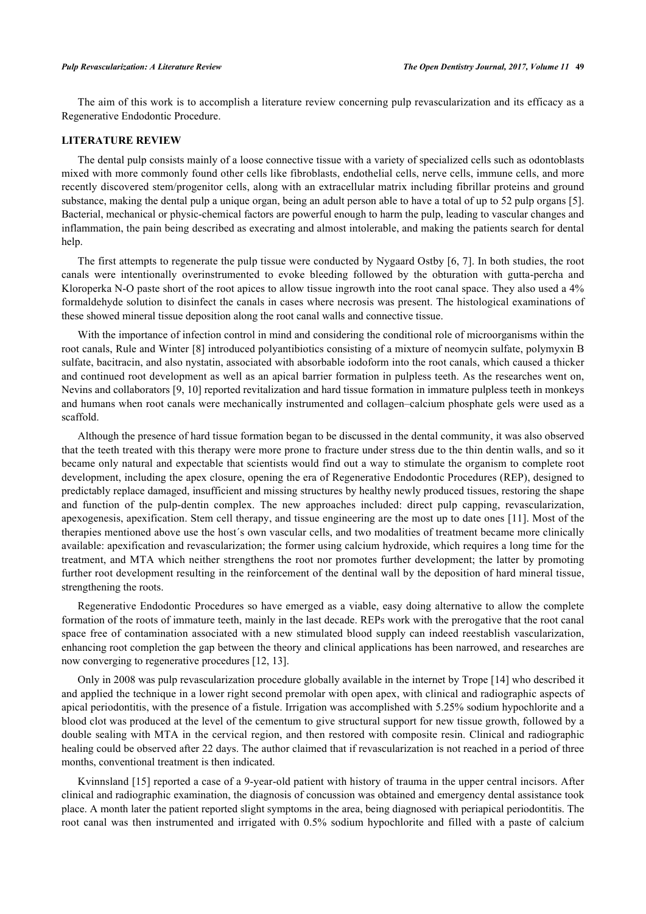The aim of this work is to accomplish a literature review concerning pulp revascularization and its efficacy as a Regenerative Endodontic Procedure.

## LITERATURE REVIEW

The dental pulp consists mainly of a loose connective tissue with a variety of specialized cells such as odontoblasts mixed with more commonly found other cells like fibroblasts, endothelial cells, nerve cells, immune cells, and more recently discovered stem/progenitor cells, along with an extracellular matrix including fibrillar proteins and ground substance, making the dental pulp a unique organ, being an adult person able to have a total of up to 52 pulp organs [5]. Bacterial, mechanical or physic-chemical factors are powerful enough to harm the pulp, leading to vascular changes and inflammation, the pain being described as execrating and almost intolerable, and making the patients search for dental help.

The first attempts to regenerate the pulp tissue were conducted by Nygaard Ostby [6, 7]. In both studies, the root canals were intentionally overinstrumented to evoke bleeding followed by the obturation with gutta-percha and Kloroperka N-O paste short of the root apices to allow tissue ingrowth into the root canal space. They also used a 4% formaldehyde solution to disinfect the canals in cases where necrosis was present. The histological examinations of these showed mineral tissue deposition along the root canal walls and connective tissue.

With the importance of infection control in mind and considering the conditional role of microorganisms within the root canals, Rule and Winter [8] introduced polyantibiotics consisting of a mixture of neomycin sulfate, polymyxin B sulfate, bacitracin, and also nystatin, associated with absorbable iodoform into the root canals, which caused a thicker and continued root development as well as an apical barrier formation in pulpless teeth. As the researches went on, Nevins and collaborators [9, 10] reported revitalization and hard tissue formation in immature pulpless teeth in monkeys and humans when root canals were mechanically instrumented and collagen–calcium phosphate gels were used as a scaffold.

Although the presence of hard tissue formation began to be discussed in the dental community, it was also observed that the teeth treated with this therapy were more prone to fracture under stress due to the thin dentin walls, and so it became only natural and expectable that scientists would find out a way to stimulate the organism to complete root development, including the apex closure, opening the era of Regenerative Endodontic Procedures (REP), designed to predictably replace damaged, insufficient and missing structures by healthy newly produced tissues, restoring the shape and function of the pulp-dentin complex. The new approaches included: direct pulp capping, revascularization, apexogenesis, apexification. Stem cell therapy, and tissue engineering are the most up to date ones [11]. Most of the therapies mentioned above use the host´s own vascular cells, and two modalities of treatment became more clinically available: apexification and revascularization; the former using calcium hydroxide, which requires a long time for the treatment, and MTA which neither strengthens the root nor promotes further development; the latter by promoting further root development resulting in the reinforcement of the dentinal wall by the deposition of hard mineral tissue, strengthening the roots.

Regenerative Endodontic Procedures so have emerged as a viable, easy doing alternative to allow the complete formation of the roots of immature teeth, mainly in the last decade. REPs work with the prerogative that the root canal space free of contamination associated with a new stimulated blood supply can indeed reestablish vascularization, enhancing root completion the gap between the theory and clinical applications has been narrowed, and researches are now converging to regenerative procedures [12, 13].

Only in 2008 was pulp revascularization procedure globally available in the internet by Trope [14] who described it and applied the technique in a lower right second premolar with open apex, with clinical and radiographic aspects of apical periodontitis, with the presence of a fistule. Irrigation was accomplished with 5.25% sodium hypochlorite and a blood clot was produced at the level of the cementum to give structural support for new tissue growth, followed by a double sealing with MTA in the cervical region, and then restored with composite resin. Clinical and radiographic healing could be observed after 22 days. The author claimed that if revascularization is not reached in a period of three months, conventional treatment is then indicated.

Kvinnsland [15] reported a case of a 9-year-old patient with history of trauma in the upper central incisors. After clinical and radiographic examination, the diagnosis of concussion was obtained and emergency dental assistance took place. A month later the patient reported slight symptoms in the area, being diagnosed with periapical periodontitis. The root canal was then instrumented and irrigated with 0.5% sodium hypochlorite and filled with a paste of calcium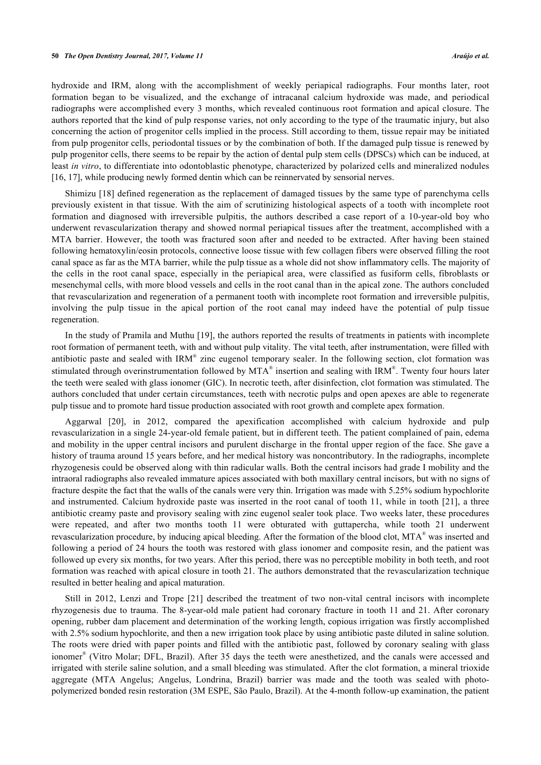hydroxide and IRM, along with the accomplishment of weekly periapical radiographs. Four months later, root formation began to be visualized, and the exchange of intracanal calcium hydroxide was made, and periodical radiographs were accomplished every 3 months, which revealed continuous root formation and apical closure. The authors reported that the kind of pulp response varies, not only according to the type of the traumatic injury, but also concerning the action of progenitor cells implied in the process. Still according to them, tissue repair may be initiated from pulp progenitor cells, periodontal tissues or by the combination of both. If the damaged pulp tissue is renewed by pulp progenitor cells, there seems to be repair by the action of dental pulp stem cells (DPSCs) which can be induced, at least *in vitro*, to differentiate into odontoblastic phenotype, characterized by polarized cells and mineralized nodules [16, 17], while producing newly formed dentin which can be reinnervated by sensorial nerves.

Shimizu [18] defined regeneration as the replacement of damaged tissues by the same type of parenchyma cells previously existent in that tissue. With the aim of scrutinizing histological aspects of a tooth with incomplete root formation and diagnosed with irreversible pulpitis, the authors described a case report of a 10-year-old boy who underwent revascularization therapy and showed normal periapical tissues after the treatment, accomplished with a MTA barrier. However, the tooth was fractured soon after and needed to be extracted. After having been stained following hematoxylin/eosin protocols, connective loose tissue with few collagen fibers were observed filling the root canal space as far as the MTA barrier, while the pulp tissue as a whole did not show inflammatory cells. The majority of the cells in the root canal space, especially in the periapical area, were classified as fusiform cells, fibroblasts or mesenchymal cells, with more blood vessels and cells in the root canal than in the apical zone. The authors concluded that revascularization and regeneration of a permanent tooth with incomplete root formation and irreversible pulpitis, involving the pulp tissue in the apical portion of the root canal may indeed have the potential of pulp tissue regeneration.

In the study of Pramila and Muthu [19], the authors reported the results of treatments in patients with incomplete root formation of permanent teeth, with and without pulp vitality. The vital teeth, after instrumentation, were filled with antibiotic paste and sealed with IRM® zinc eugenol temporary sealer. In the following section, clot formation was stimulated through overinstrumentation followed by MTA® insertion and sealing with IRM®. Twenty four hours later the teeth were sealed with glass ionomer (GIC). In necrotic teeth, after disinfection, clot formation was stimulated. The authors concluded that under certain circumstances, teeth with necrotic pulps and open apexes are able to regenerate pulp tissue and to promote hard tissue production associated with root growth and complete apex formation.

Aggarwal [20], in 2012, compared the apexification accomplished with calcium hydroxide and pulp revascularization in a single 24-year-old female patient, but in different teeth. The patient complained of pain, edema and mobility in the upper central incisors and purulent discharge in the frontal upper region of the face. She gave a history of trauma around 15 years before, and her medical history was noncontributory. In the radiographs, incomplete rhyzogenesis could be observed along with thin radicular walls. Both the central incisors had grade I mobility and the intraoral radiographs also revealed immature apices associated with both maxillary central incisors, but with no signs of fracture despite the fact that the walls of the canals were very thin. Irrigation was made with 5.25% sodium hypochlorite and instrumented. Calcium hydroxide paste was inserted in the root canal of tooth 11, while in tooth [21], a three antibiotic creamy paste and provisory sealing with zinc eugenol sealer took place. Two weeks later, these procedures were repeated, and after two months tooth 11 were obturated with guttapercha, while tooth 21 underwent revascularization procedure, by inducing apical bleeding. After the formation of the blood clot, MTA® was inserted and following a period of 24 hours the tooth was restored with glass ionomer and composite resin, and the patient was followed up every six months, for two years. After this period, there was no perceptible mobility in both teeth, and root formation was reached with apical closure in tooth 21. The authors demonstrated that the revascularization technique resulted in better healing and apical maturation.

Still in 2012, Lenzi and Trope [21] described the treatment of two non-vital central incisors with incomplete rhyzogenesis due to trauma. The 8-year-old male patient had coronary fracture in tooth 11 and 21. After coronary opening, rubber dam placement and determination of the working length, copious irrigation was firstly accomplished with 2.5% sodium hypochlorite, and then a new irrigation took place by using antibiotic paste diluted in saline solution. The roots were dried with paper points and filled with the antibiotic past, followed by coronary sealing with glass ionomer® (Vitro Molar; DFL, Brazil). After 35 days the teeth were anesthetized, and the canals were accessed and irrigated with sterile saline solution, and a small bleeding was stimulated. After the clot formation, a mineral trioxide aggregate (MTA Angelus; Angelus, Londrina, Brazil) barrier was made and the tooth was sealed with photo-polymerized bonded resin restoration (3M ESPE, São Paulo, Brazil). At the 4-month follow-up examination, the patient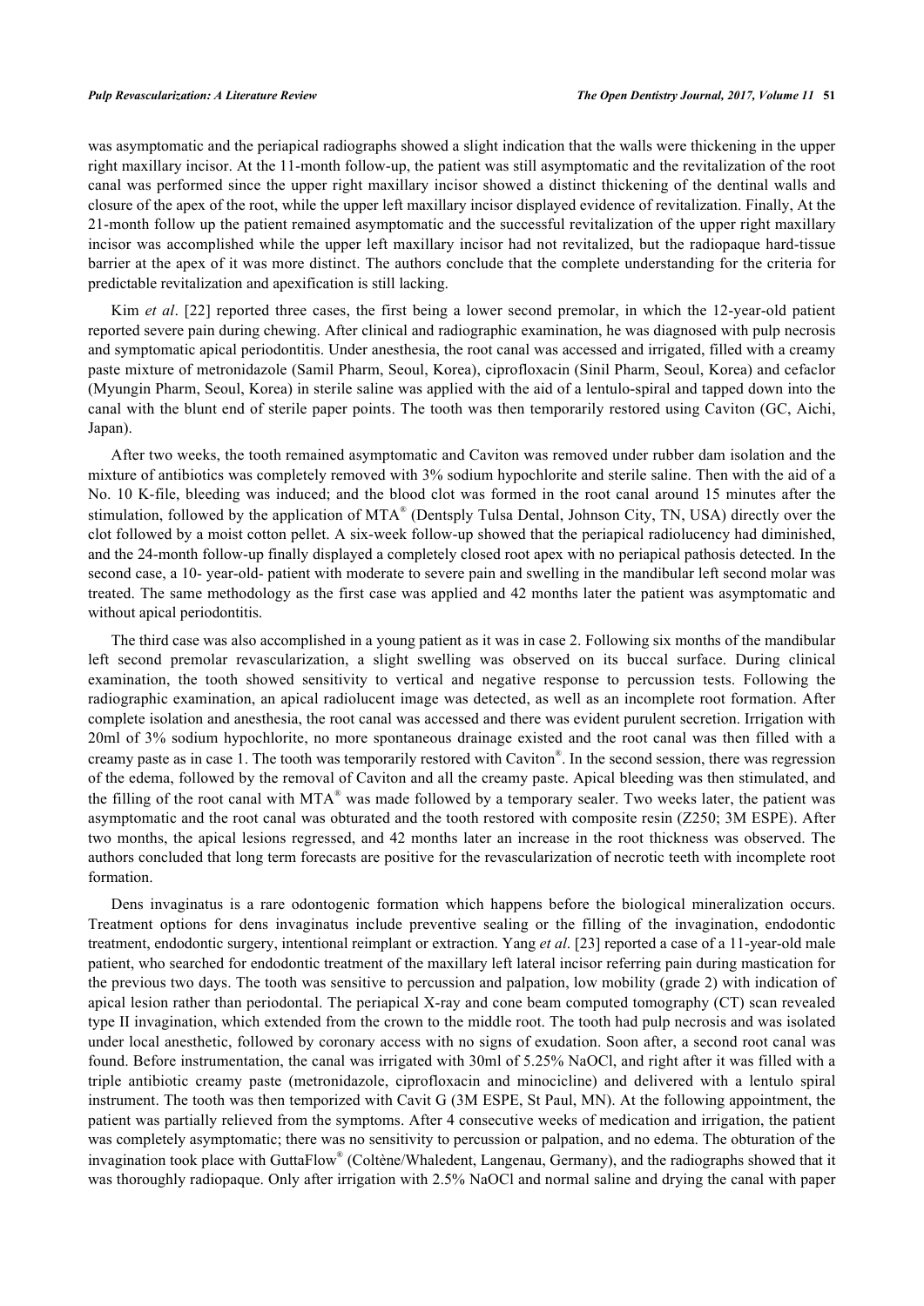was asymptomatic and the periapical radiographs showed a slight indication that the walls were thickening in the upper right maxillary incisor. At the 11-month follow-up, the patient was still asymptomatic and the revitalization of the root canal was performed since the upper right maxillary incisor showed a distinct thickening of the dentinal walls and closure of the apex of the root, while the upper left maxillary incisor displayed evidence of revitalization. Finally, At the 21-month follow up the patient remained asymptomatic and the successful revitalization of the upper right maxillary incisor was accomplished while the upper left maxillary incisor had not revitalized, but the radiopaque hard-tissue barrier at the apex of it was more distinct. The authors conclude that the complete understanding for the criteria for predictable revitalization and apexification is still lacking.

Kim *et al*. [22] reported three cases, the first being a lower second premolar, in which the 12-year-old patient reported severe pain during chewing. After clinical and radiographic examination, he was diagnosed with pulp necrosis and symptomatic apical periodontitis. Under anesthesia, the root canal was accessed and irrigated, filled with a creamy paste mixture of metronidazole (Samil Pharm, Seoul, Korea), ciprofloxacin (Sinil Pharm, Seoul, Korea) and cefaclor (Myungin Pharm, Seoul, Korea) in sterile saline was applied with the aid of a lentulo-spiral and tapped down into the canal with the blunt end of sterile paper points. The tooth was then temporarily restored using Caviton (GC, Aichi, Japan).

After two weeks, the tooth remained asymptomatic and Caviton was removed under rubber dam isolation and the mixture of antibiotics was completely removed with 3% sodium hypochlorite and sterile saline. Then with the aid of a No. 10 K-file, bleeding was induced; and the blood clot was formed in the root canal around 15 minutes after the stimulation, followed by the application of MTA® (Dentsply Tulsa Dental, Johnson City, TN, USA) directly over the clot followed by a moist cotton pellet. A six-week follow-up showed that the periapical radiolucency had diminished, and the 24-month follow-up finally displayed a completely closed root apex with no periapical pathosis detected. In the second case, a 10- year-old- patient with moderate to severe pain and swelling in the mandibular left second molar was treated. The same methodology as the first case was applied and 42 months later the patient was asymptomatic and without apical periodontitis.

The third case was also accomplished in a young patient as it was in case 2. Following six months of the mandibular left second premolar revascularization, a slight swelling was observed on its buccal surface. During clinical examination, the tooth showed sensitivity to vertical and negative response to percussion tests. Following the radiographic examination, an apical radiolucent image was detected, as well as an incomplete root formation. After complete isolation and anesthesia, the root canal was accessed and there was evident purulent secretion. Irrigation with 20ml of 3% sodium hypochlorite, no more spontaneous drainage existed and the root canal was then filled with a creamy paste as in case 1. The tooth was temporarily restored with Caviton®. In the second session, there was regression of the edema, followed by the removal of Caviton and all the creamy paste. Apical bleeding was then stimulated, and the filling of the root canal with MTA® was made followed by a temporary sealer. Two weeks later, the patient was asymptomatic and the root canal was obturated and the tooth restored with composite resin (Z250; 3M ESPE). After two months, the apical lesions regressed, and 42 months later an increase in the root thickness was observed. The authors concluded that long term forecasts are positive for the revascularization of necrotic teeth with incomplete root formation.

Dens invaginatus is a rare odontogenic formation which happens before the biological mineralization occurs. Treatment options for dens invaginatus include preventive sealing or the filling of the invagination, endodontic treatment, endodontic surgery, intentional reimplant or extraction. Yang *et al*. [23] reported a case of a 11-year-old male patient, who searched for endodontic treatment of the maxillary left lateral incisor referring pain during mastication for the previous two days. The tooth was sensitive to percussion and palpation, low mobility (grade 2) with indication of apical lesion rather than periodontal. The periapical X-ray and cone beam computed tomography (CT) scan revealed type II invagination, which extended from the crown to the middle root. The tooth had pulp necrosis and was isolated under local anesthetic, followed by coronary access with no signs of exudation. Soon after, a second root canal was found. Before instrumentation, the canal was irrigated with 30ml of 5.25% NaOCl, and right after it was filled with a triple antibiotic creamy paste (metronidazole, ciprofloxacin and minocicline) and delivered with a lentulo spiral instrument. The tooth was then temporized with Cavit G (3M ESPE, St Paul, MN). At the following appointment, the patient was partially relieved from the symptoms. After 4 consecutive weeks of medication and irrigation, the patient was completely asymptomatic; there was no sensitivity to percussion or palpation, and no edema. The obturation of the invagination took place with GuttaFlow® (Coltène/Whaledent, Langenau, Germany), and the radiographs showed that it was thoroughly radiopaque. Only after irrigation with 2.5% NaOCl and normal saline and drying the canal with paper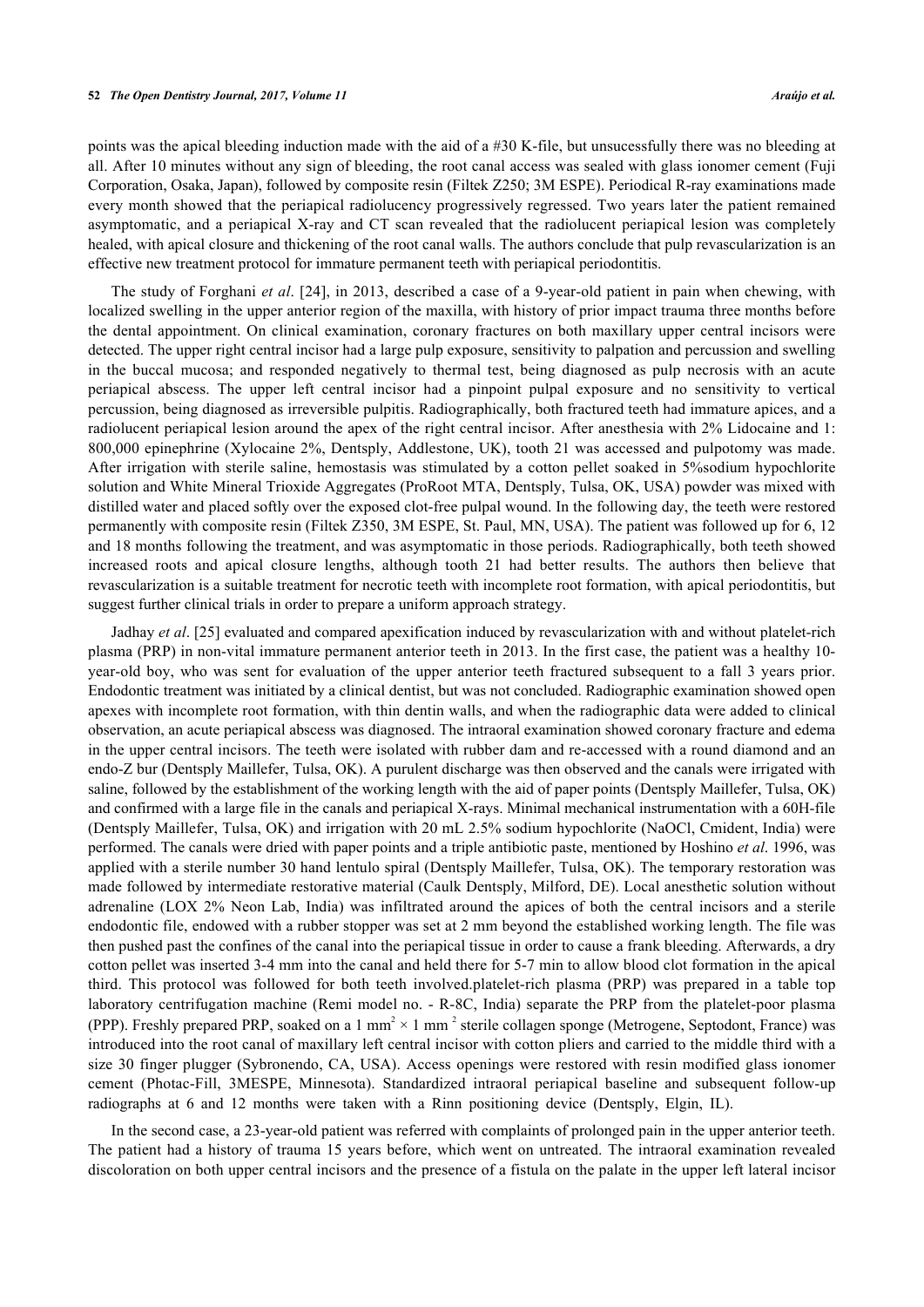points was the apical bleeding induction made with the aid of a #30 K-file, but unsucessfully there was no bleeding at all. After 10 minutes without any sign of bleeding, the root canal access was sealed with glass ionomer cement (Fuji Corporation, Osaka, Japan), followed by composite resin (Filtek Z250; 3M ESPE). Periodical R-ray examinations made every month showed that the periapical radiolucency progressively regressed. Two years later the patient remained asymptomatic, and a periapical X-ray and CT scan revealed that the radiolucent periapical lesion was completely healed, with apical closure and thickening of the root canal walls. The authors conclude that pulp revascularization is an effective new treatment protocol for immature permanent teeth with periapical periodontitis.

The study of Forghani *et al*. [24], in 2013, described a case of a 9-year-old patient in pain when chewing, with localized swelling in the upper anterior region of the maxilla, with history of prior impact trauma three months before the dental appointment. On clinical examination, coronary fractures on both maxillary upper central incisors were detected. The upper right central incisor had a large pulp exposure, sensitivity to palpation and percussion and swelling in the buccal mucosa; and responded negatively to thermal test, being diagnosed as pulp necrosis with an acute periapical abscess. The upper left central incisor had a pinpoint pulpal exposure and no sensitivity to vertical percussion, being diagnosed as irreversible pulpitis. Radiographically, both fractured teeth had immature apices, and a radiolucent periapical lesion around the apex of the right central incisor. After anesthesia with 2% Lidocaine and 1: 800,000 epinephrine (Xylocaine 2%, Dentsply, Addlestone, UK), tooth 21 was accessed and pulpotomy was made. After irrigation with sterile saline, hemostasis was stimulated by a cotton pellet soaked in 5%sodium hypochlorite solution and White Mineral Trioxide Aggregates (ProRoot MTA, Dentsply, Tulsa, OK, USA) powder was mixed with distilled water and placed softly over the exposed clot-free pulpal wound. In the following day, the teeth were restored permanently with composite resin (Filtek Z350, 3M ESPE, St. Paul, MN, USA). The patient was followed up for 6, 12 and 18 months following the treatment, and was asymptomatic in those periods. Radiographically, both teeth showed increased roots and apical closure lengths, although tooth 21 had better results. The authors then believe that revascularization is a suitable treatment for necrotic teeth with incomplete root formation, with apical periodontitis, but suggest further clinical trials in order to prepare a uniform approach strategy.

Jadhay *et al*. [25] evaluated and compared apexification induced by revascularization with and without platelet-rich plasma (PRP) in non-vital immature permanent anterior teeth in 2013. In the first case, the patient was a healthy 10-year-old boy, who was sent for evaluation of the upper anterior teeth fractured subsequent to a fall 3 years prior. Endodontic treatment was initiated by a clinical dentist, but was not concluded. Radiographic examination showed open apexes with incomplete root formation, with thin dentin walls, and when the radiographic data were added to clinical observation, an acute periapical abscess was diagnosed. The intraoral examination showed coronary fracture and edema in the upper central incisors. The teeth were isolated with rubber dam and re-accessed with a round diamond and an endo-Z bur (Dentsply Maillefer, Tulsa, OK). A purulent discharge was then observed and the canals were irrigated with saline, followed by the establishment of the working length with the aid of paper points (Dentsply Maillefer, Tulsa, OK) and confirmed with a large file in the canals and periapical X-rays. Minimal mechanical instrumentation with a 60H-file (Dentsply Maillefer, Tulsa, OK) and irrigation with 20 mL 2.5% sodium hypochlorite (NaOCl, Cmident, India) were performed. The canals were dried with paper points and a triple antibiotic paste, mentioned by Hoshino *et al*. 1996, was applied with a sterile number 30 hand lentulo spiral (Dentsply Maillefer, Tulsa, OK). The temporary restoration was made followed by intermediate restorative material (Caulk Dentsply, Milford, DE). Local anesthetic solution without adrenaline (LOX 2% Neon Lab, India) was infiltrated around the apices of both the central incisors and a sterile endodontic file, endowed with a rubber stopper was set at 2 mm beyond the established working length. The file was then pushed past the confines of the canal into the periapical tissue in order to cause a frank bleeding. Afterwards, a dry cotton pellet was inserted 3-4 mm into the canal and held there for 5-7 min to allow blood clot formation in the apical third. This protocol was followed for both teeth involved.platelet-rich plasma (PRP) was prepared in a table top laboratory centrifugation machine (Remi model no. - R-8C, India) separate the PRP from the platelet-poor plasma (PPP). Freshly prepared PRP, soaked on a 1 $mm^2 \times 1$ $mm^2$ sterile collagen sponge (Metrogene, Septodont, France) was introduced into the root canal of maxillary left central incisor with cotton pliers and carried to the middle third with a size 30 finger plugger (Sybronendo, CA, USA). Access openings were restored with resin modified glass ionomer cement (Photac-Fill, 3MESPE, Minnesota). Standardized intraoral periapical baseline and subsequent follow-up radiographs at 6 and 12 months were taken with a Rinn positioning device (Dentsply, Elgin, IL).

In the second case, a 23-year-old patient was referred with complaints of prolonged pain in the upper anterior teeth. The patient had a history of trauma 15 years before, which went on untreated. The intraoral examination revealed discoloration on both upper central incisors and the presence of a fistula on the palate in the upper left lateral incisor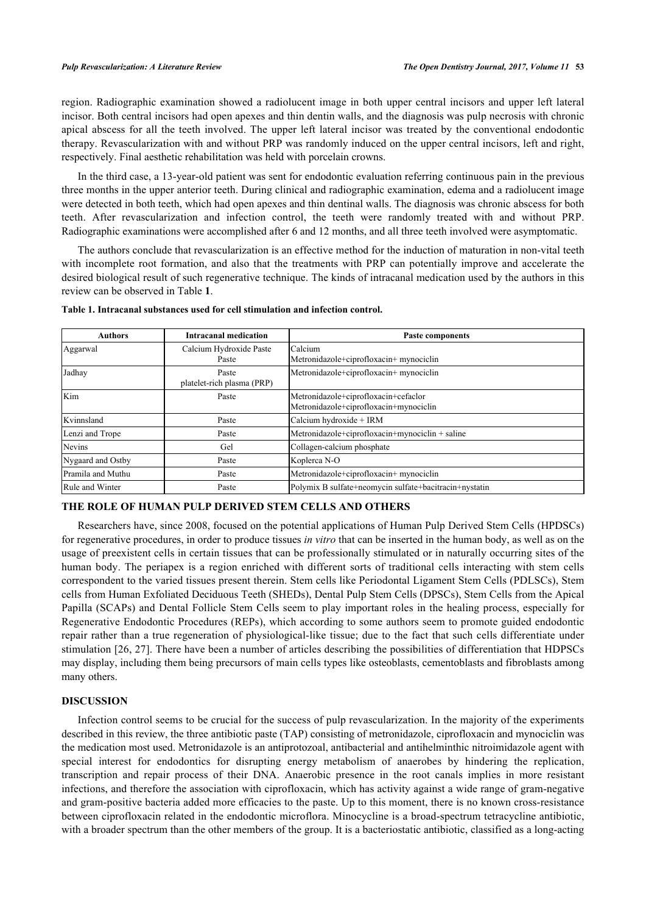region. Radiographic examination showed a radiolucent image in both upper central incisors and upper left lateral incisor. Both central incisors had open apexes and thin dentin walls, and the diagnosis was pulp necrosis with chronic apical abscess for all the teeth involved. The upper left lateral incisor was treated by the conventional endodontic therapy. Revascularization with and without PRP was randomly induced on the upper central incisors, left and right, respectively. Final aesthetic rehabilitation was held with porcelain crowns.

In the third case, a 13-year-old patient was sent for endodontic evaluation referring continuous pain in the previous three months in the upper anterior teeth. During clinical and radiographic examination, edema and a radiolucent image were detected in both teeth, which had open apexes and thin dentinal walls. The diagnosis was chronic abscess for both teeth. After revascularization and infection control, the teeth were randomly treated with and without PRP. Radiographic examinations were accomplished after 6 and 12 months, and all three teeth involved were asymptomatic.

The authors conclude that revascularization is an effective method for the induction of maturation in non-vital teeth with incomplete root formation, and also that the treatments with PRP can potentially improve and accelerate the desired biological result of such regenerative technique. The kinds of intracanal medication used by the authors in this review can be observed in Table **1**.

**Table 1. Intracanal substances used for cell stimulation and infection control.**

| Authors | Intracanal medication | Paste components |
|---|---|---|
| Aggarwal | Calcium Hydroxide Paste<br>Paste | Calcium<br>Metronidazole+ciprofloxacin+ mynociclin |
| Jadhay | Paste<br>platelet-rich plasma (PRP) | Metronidazole+ciprofloxacin+ mynociclin |
| Kim | Paste | Metronidazole+ciprofloxacin+cefaclor<br>Metronidazole+ciprofloxacin+mynociclin |
| Kvinnsland | Paste | Calcium hydroxide + IRM |
| Lenzi and Trope | Paste | Metronidazole+ciprofloxacin+mynociclin + saline |
| Nevins | Gel | Collagen-calcium phosphate |
| Nygaard and Ostby | Paste | Koplerca N-O |
| Pramila and Muthu | Paste | Metronidazole+ciprofloxacin+ mynociclin |
| Rule and Winter | Paste | Polymix B sulfate+neomycin sulfate+bacitracin+nystatin |

## THE ROLE OF HUMAN PULP DERIVED STEM CELLS AND OTHERS

Researchers have, since 2008, focused on the potential applications of Human Pulp Derived Stem Cells (HPDSCs) for regenerative procedures, in order to produce tissues *in vitro* that can be inserted in the human body, as well as on the usage of preexistent cells in certain tissues that can be professionally stimulated or in naturally occurring sites of the human body. The periapex is a region enriched with different sorts of traditional cells interacting with stem cells correspondent to the varied tissues present therein. Stem cells like Periodontal Ligament Stem Cells (PDLSCs), Stem cells from Human Exfoliated Deciduous Teeth (SHEDs), Dental Pulp Stem Cells (DPSCs), Stem Cells from the Apical Papilla (SCAPs) and Dental Follicle Stem Cells seem to play important roles in the healing process, especially for Regenerative Endodontic Procedures (REPs), which according to some authors seem to promote guided endodontic repair rather than a true regeneration of physiological-like tissue; due to the fact that such cells differentiate under stimulation [26, 27]. There have been a number of articles describing the possibilities of differentiation that HDPSCs may display, including them being precursors of main cells types like osteoblasts, cementoblasts and fibroblasts among many others.

## DISCUSSION

Infection control seems to be crucial for the success of pulp revascularization. In the majority of the experiments described in this review, the three antibiotic paste (TAP) consisting of metronidazole, ciprofloxacin and mynociclin was the medication most used. Metronidazole is an antiprotozoal, antibacterial and antihelminthic nitroimidazole agent with special interest for endodontics for disrupting energy metabolism of anaerobes by hindering the replication, transcription and repair process of their DNA. Anaerobic presence in the root canals implies in more resistant infections, and therefore the association with ciprofloxacin, which has activity against a wide range of gram-negative and gram-positive bacteria added more efficacies to the paste. Up to this moment, there is no known cross-resistance between ciprofloxacin related in the endodontic microflora. Minocycline is a broad-spectrum tetracycline antibiotic, with a broader spectrum than the other members of the group. It is a bacteriostatic antibiotic, classified as a long-acting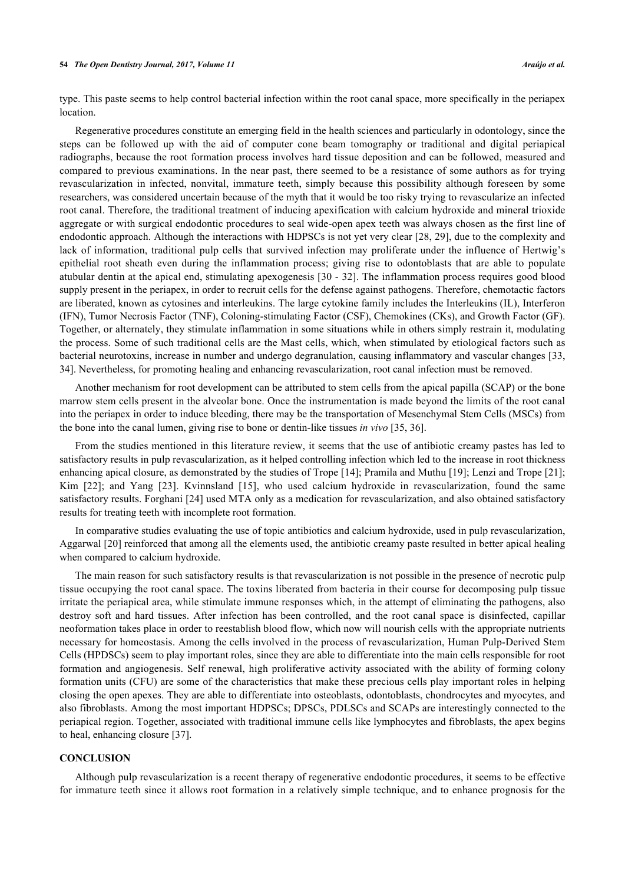type. This paste seems to help control bacterial infection within the root canal space, more specifically in the periapex location.

Regenerative procedures constitute an emerging field in the health sciences and particularly in odontology, since the steps can be followed up with the aid of computer cone beam tomography or traditional and digital periapical radiographs, because the root formation process involves hard tissue deposition and can be followed, measured and compared to previous examinations. In the near past, there seemed to be a resistance of some authors as for trying revascularization in infected, nonvital, immature teeth, simply because this possibility although foreseen by some researchers, was considered uncertain because of the myth that it would be too risky trying to revascularize an infected root canal. Therefore, the traditional treatment of inducing apexification with calcium hydroxide and mineral trioxide aggregate or with surgical endodontic procedures to seal wide-open apex teeth was always chosen as the first line of endodontic approach. Although the interactions with HDPSCs is not yet very clear [28, 29], due to the complexity and lack of information, traditional pulp cells that survived infection may proliferate under the influence of Hertwig's epithelial root sheath even during the inflammation process; giving rise to odontoblasts that are able to populate atubular dentin at the apical end, stimulating apexogenesis [30 - 32]. The inflammation process requires good blood supply present in the periapex, in order to recruit cells for the defense against pathogens. Therefore, chemotactic factors are liberated, known as cytosines and interleukins. The large cytokine family includes the Interleukins (IL), Interferon (IFN), Tumor Necrosis Factor (TNF), Coloning-stimulating Factor (CSF), Chemokines (CKs), and Growth Factor (GF). Together, or alternately, they stimulate inflammation in some situations while in others simply restrain it, modulating the process. Some of such traditional cells are the Mast cells, which, when stimulated by etiological factors such as bacterial neurotoxins, increase in number and undergo degranulation, causing inflammatory and vascular changes [33, 34]. Nevertheless, for promoting healing and enhancing revascularization, root canal infection must be removed.

Another mechanism for root development can be attributed to stem cells from the apical papilla (SCAP) or the bone marrow stem cells present in the alveolar bone. Once the instrumentation is made beyond the limits of the root canal into the periapex in order to induce bleeding, there may be the transportation of Mesenchymal Stem Cells (MSCs) from the bone into the canal lumen, giving rise to bone or dentin-like tissues *in vivo* [35, 36].

From the studies mentioned in this literature review, it seems that the use of antibiotic creamy pastes has led to satisfactory results in pulp revascularization, as it helped controlling infection which led to the increase in root thickness enhancing apical closure, as demonstrated by the studies of Trope [14]; Pramila and Muthu [19]; Lenzi and Trope [21]; Kim [22]; and Yang [23]. Kvinnsland [15], who used calcium hydroxide in revascularization, found the same satisfactory results. Forghani [24] used MTA only as a medication for revascularization, and also obtained satisfactory results for treating teeth with incomplete root formation.

In comparative studies evaluating the use of topic antibiotics and calcium hydroxide, used in pulp revascularization, Aggarwal [20] reinforced that among all the elements used, the antibiotic creamy paste resulted in better apical healing when compared to calcium hydroxide.

The main reason for such satisfactory results is that revascularization is not possible in the presence of necrotic pulp tissue occupying the root canal space. The toxins liberated from bacteria in their course for decomposing pulp tissue irritate the periapical area, while stimulate immune responses which, in the attempt of eliminating the pathogens, also destroy soft and hard tissues. After infection has been controlled, and the root canal space is disinfected, capillar neoformation takes place in order to reestablish blood flow, which now will nourish cells with the appropriate nutrients necessary for homeostasis. Among the cells involved in the process of revascularization, Human Pulp-Derived Stem Cells (HPDSCs) seem to play important roles, since they are able to differentiate into the main cells responsible for root formation and angiogenesis. Self renewal, high proliferative activity associated with the ability of forming colony formation units (CFU) are some of the characteristics that make these precious cells play important roles in helping closing the open apexes. They are able to differentiate into osteoblasts, odontoblasts, chondrocytes and myocytes, and also fibroblasts. Among the most important HDPSCs; DPSCs, PDLSCs and SCAPs are interestingly connected to the periapical region. Together, associated with traditional immune cells like lymphocytes and fibroblasts, the apex begins to heal, enhancing closure [37].

## CONCLUSION

Although pulp revascularization is a recent therapy of regenerative endodontic procedures, it seems to be effective for immature teeth since it allows root formation in a relatively simple technique, and to enhance prognosis for the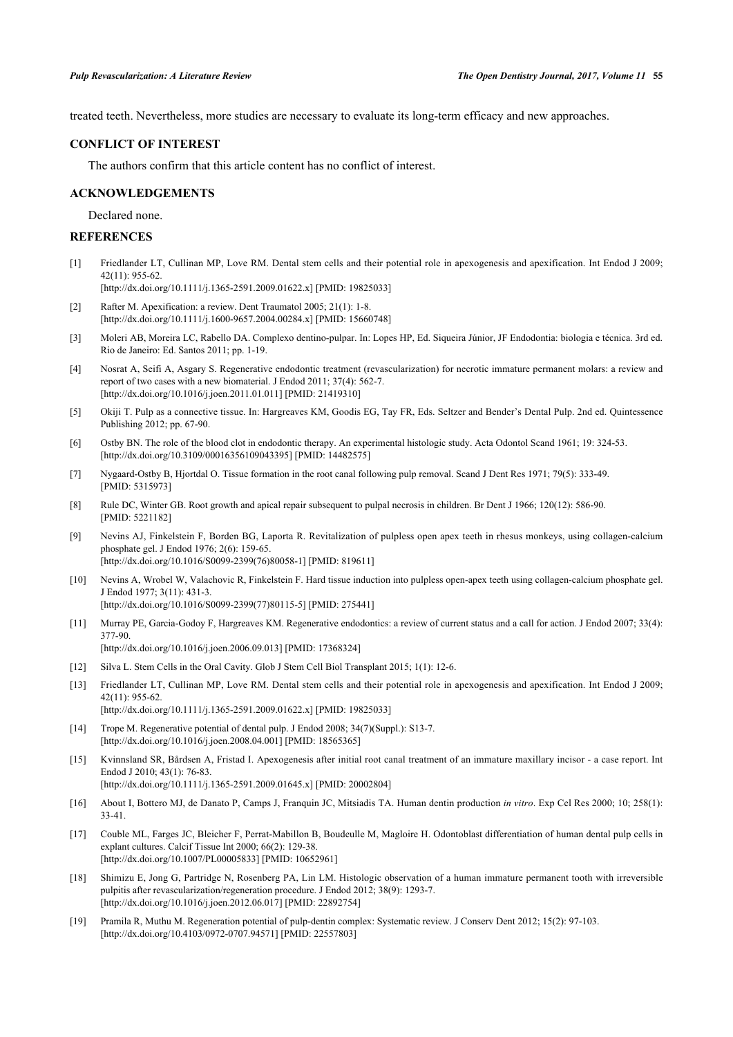treated teeth. Nevertheless, more studies are necessary to evaluate its long-term efficacy and new approaches.

## CONFLICT OF INTEREST

The authors confirm that this article content has no conflict of interest.

## ACKNOWLEDGEMENTS

Declared none.

## REFERENCES

[1] Friedlander LT, Cullinan MP, Love RM. Dental stem cells and their potential role in apexogenesis and apexification. Int Endod J 2009; 42(11): 955-62. [http://dx.doi.org/10.1111/j.1365-2591.2009.01622.x] [PMID: 19825033]

[2] Rafter M. Apexification: a review. Dent Traumatol 2005; 21(1): 1-8. [http://dx.doi.org/10.1111/j.1600-9657.2004.00284.x] [PMID: 15660748]

[3] Moleri AB, Moreira LC, Rabello DA. Complexo dentino-pulpar. In: Lopes HP, Ed. Siqueira Júnior, JF Endodontia: biologia e técnica. 3rd ed. Rio de Janeiro: Ed. Santos 2011; pp. 1-19.

[4] Nosrat A, Seifi A, Asgary S. Regenerative endodontic treatment (revascularization) for necrotic immature permanent molars: a review and report of two cases with a new biomaterial. J Endod 2011; 37(4): 562-7. [http://dx.doi.org/10.1016/j.joen.2011.01.011] [PMID: 21419310]

[5] Okiji T. Pulp as a connective tissue. In: Hargreaves KM, Goodis EG, Tay FR, Eds. Seltzer and Bender's Dental Pulp. 2nd ed. Quintessence Publishing 2012; pp. 67-90.

[6] Ostby BN. The role of the blood clot in endodontic therapy. An experimental histologic study. Acta Odontol Scand 1961; 19: 324-53. [http://dx.doi.org/10.3109/00016356109043395] [PMID: 14482575]

[7] Nygaard-Ostby B, Hjortdal O. Tissue formation in the root canal following pulp removal. Scand J Dent Res 1971; 79(5): 333-49. [PMID: 5315973]

[8] Rule DC, Winter GB. Root growth and apical repair subsequent to pulpal necrosis in children. Br Dent J 1966; 120(12): 586-90. [PMID: 5221182]

[9] Nevins AJ, Finkelstein F, Borden BG, Laporta R. Revitalization of pulpless open apex teeth in rhesus monkeys, using collagen-calcium phosphate gel. J Endod 1976; 2(6): 159-65. [http://dx.doi.org/10.1016/S0099-2399(76)80058-1] [PMID: 819611]

[10] Nevins A, Wrobel W, Valachovic R, Finkelstein F. Hard tissue induction into pulpless open-apex teeth using collagen-calcium phosphate gel. J Endod 1977; 3(11): 431-3. [http://dx.doi.org/10.1016/S0099-2399(77)80115-5] [PMID: 275441]

[11] Murray PE, Garcia-Godoy F, Hargreaves KM. Regenerative endodontics: a review of current status and a call for action. J Endod 2007; 33(4): 377-90. [http://dx.doi.org/10.1016/j.joen.2006.09.013] [PMID: 17368324]

[12] Silva L. Stem Cells in the Oral Cavity. Glob J Stem Cell Biol Transplant 2015; 1(1): 12-6.

[13] Friedlander LT, Cullinan MP, Love RM. Dental stem cells and their potential role in apexogenesis and apexification. Int Endod J 2009; 42(11): 955-62. [http://dx.doi.org/10.1111/j.1365-2591.2009.01622.x] [PMID: 19825033]

[14] Trope M. Regenerative potential of dental pulp. J Endod 2008; 34(7)(Suppl.): S13-7. [http://dx.doi.org/10.1016/j.joen.2008.04.001] [PMID: 18565365]

[15] Kvinnsland SR, Bårdsen A, Fristad I. Apexogenesis after initial root canal treatment of an immature maxillary incisor - a case report. Int Endod J 2010; 43(1): 76-83. [http://dx.doi.org/10.1111/j.1365-2591.2009.01645.x] [PMID: 20002804]

[16] About I, Bottero MJ, de Danato P, Camps J, Franquin JC, Mitsiadis TA. Human dentin production *in vitro*. Exp Cel Res 2000; 10; 258(1): 33-41.

[17] Couble ML, Farges JC, Bleicher F, Perrat-Mabillon B, Boudeulle M, Magloire H. Odontoblast differentiation of human dental pulp cells in explant cultures. Calcif Tissue Int 2000; 66(2): 129-38. [http://dx.doi.org/10.1007/PL00005833] [PMID: 10652961]

[18] Shimizu E, Jong G, Partridge N, Rosenberg PA, Lin LM. Histologic observation of a human immature permanent tooth with irreversible pulpitis after revascularization/regeneration procedure. J Endod 2012; 38(9): 1293-7. [http://dx.doi.org/10.1016/j.joen.2012.06.017] [PMID: 22892754]

[19] Pramila R, Muthu M. Regeneration potential of pulp-dentin complex: Systematic review. J Conserv Dent 2012; 15(2): 97-103. [http://dx.doi.org/10.4103/0972-0707.94571] [PMID: 22557803]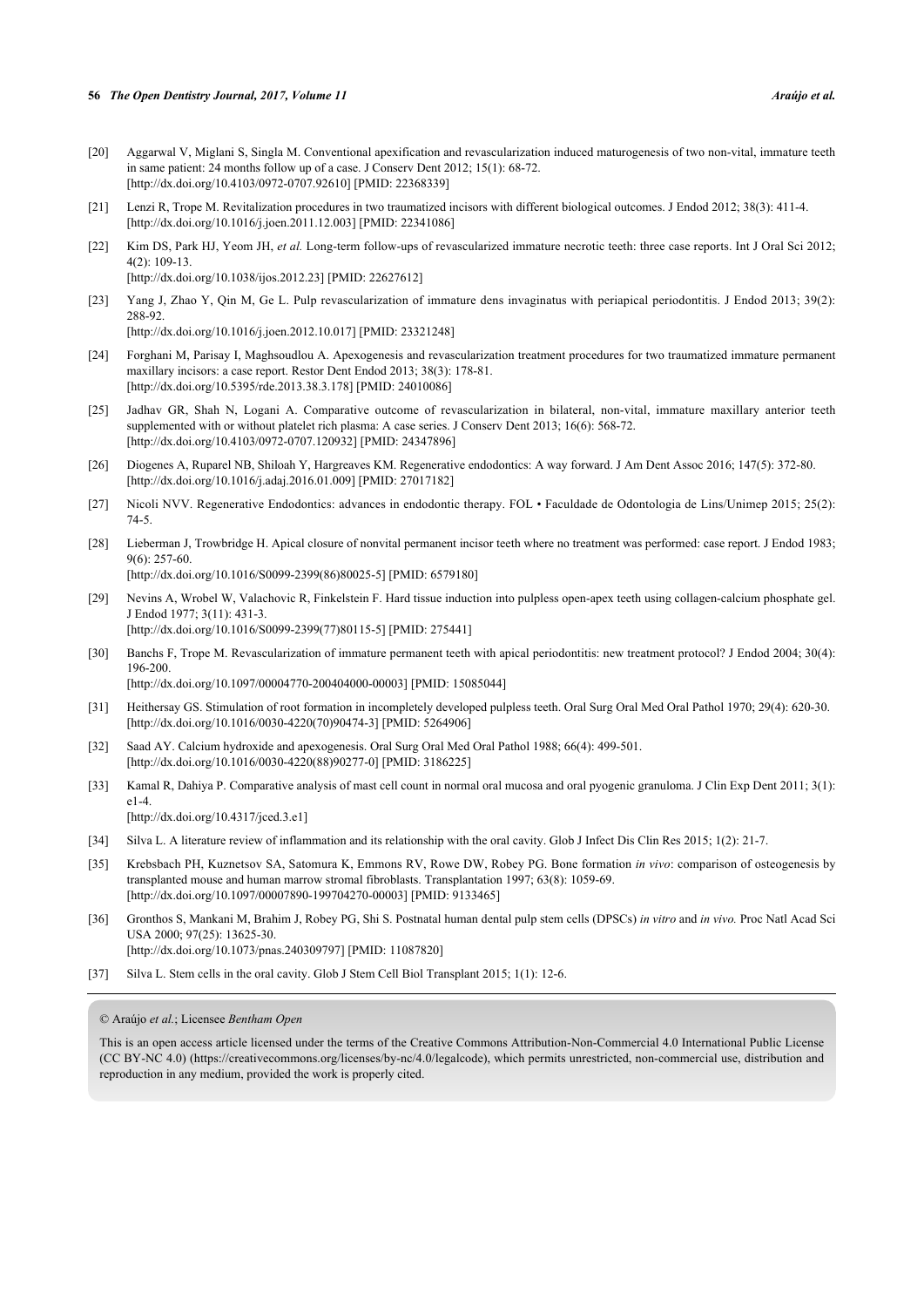[20] Aggarwal V, Miglani S, Singla M. Conventional apexification and revascularization induced maturogenesis of two non-vital, immature teeth in same patient: 24 months follow up of a case. J Conserv Dent 2012; 15(1): 68-72. [http://dx.doi.org/10.4103/0972-0707.92610] [PMID: 22368339]

[21] Lenzi R, Trope M. Revitalization procedures in two traumatized incisors with different biological outcomes. J Endod 2012; 38(3): 411-4. [http://dx.doi.org/10.1016/j.joen.2011.12.003] [PMID: 22341086]

[22] Kim DS, Park HJ, Yeom JH, *et al.* Long-term follow-ups of revascularized immature necrotic teeth: three case reports. Int J Oral Sci 2012; 4(2): 109-13. [http://dx.doi.org/10.1038/ijos.2012.23] [PMID: 22627612]

[23] Yang J, Zhao Y, Qin M, Ge L. Pulp revascularization of immature dens invaginatus with periapical periodontitis. J Endod 2013; 39(2): 288-92. [http://dx.doi.org/10.1016/j.joen.2012.10.017] [PMID: 23321248]

[24] Forghani M, Parisay I, Maghsoudlou A. Apexogenesis and revascularization treatment procedures for two traumatized immature permanent maxillary incisors: a case report. Restor Dent Endod 2013; 38(3): 178-81. [http://dx.doi.org/10.5395/rde.2013.38.3.178] [PMID: 24010086]

[25] Jadhav GR, Shah N, Logani A. Comparative outcome of revascularization in bilateral, non-vital, immature maxillary anterior teeth supplemented with or without platelet rich plasma: A case series. J Conserv Dent 2013; 16(6): 568-72. [http://dx.doi.org/10.4103/0972-0707.120932] [PMID: 24347896]

[26] Diogenes A, Ruparel NB, Shiloah Y, Hargreaves KM. Regenerative endodontics: A way forward. J Am Dent Assoc 2016; 147(5): 372-80. [http://dx.doi.org/10.1016/j.adaj.2016.01.009] [PMID: 27017182]

[27] Nicoli NVV. Regenerative Endodontics: advances in endodontic therapy. FOL • Faculdade de Odontologia de Lins/Unimep 2015; 25(2): 74-5.

[28] Lieberman J, Trowbridge H. Apical closure of nonvital permanent incisor teeth where no treatment was performed: case report. J Endod 1983; 9(6): 257-60. [http://dx.doi.org/10.1016/S0099-2399(86)80025-5] [PMID: 6579180]

[29] Nevins A, Wrobel W, Valachovic R, Finkelstein F. Hard tissue induction into pulpless open-apex teeth using collagen-calcium phosphate gel. J Endod 1977; 3(11): 431-3. [http://dx.doi.org/10.1016/S0099-2399(77)80115-5] [PMID: 275441]

[30] Banchs F, Trope M. Revascularization of immature permanent teeth with apical periodontitis: new treatment protocol? J Endod 2004; 30(4): 196-200. [http://dx.doi.org/10.1097/00004770-200404000-00003] [PMID: 15085044]

[31] Heithersay GS. Stimulation of root formation in incompletely developed pulpless teeth. Oral Surg Oral Med Oral Pathol 1970; 29(4): 620-30. [http://dx.doi.org/10.1016/0030-4220(70)90474-3] [PMID: 5264906]

[32] Saad AY. Calcium hydroxide and apexogenesis. Oral Surg Oral Med Oral Pathol 1988; 66(4): 499-501. [http://dx.doi.org/10.1016/0030-4220(88)90277-0] [PMID: 3186225]

[33] Kamal R, Dahiya P. Comparative analysis of mast cell count in normal oral mucosa and oral pyogenic granuloma. J Clin Exp Dent 2011; 3(1): e1-4. [http://dx.doi.org/10.4317/jced.3.e1]

[34] Silva L. A literature review of inflammation and its relationship with the oral cavity. Glob J Infect Dis Clin Res 2015; 1(2): 21-7.

[35] Krebsbach PH, Kuznetsov SA, Satomura K, Emmons RV, Rowe DW, Robey PG. Bone formation *in vivo*: comparison of osteogenesis by transplanted mouse and human marrow stromal fibroblasts. Transplantation 1997; 63(8): 1059-69. [http://dx.doi.org/10.1097/00007890-199704270-00003] [PMID: 9133465]

[36] Gronthos S, Mankani M, Brahim J, Robey PG, Shi S. Postnatal human dental pulp stem cells (DPSCs) *in vitro* and *in vivo.* Proc Natl Acad Sci USA 2000; 97(25): 13625-30. [http://dx.doi.org/10.1073/pnas.240309797] [PMID: 11087820]

[37] Silva L. Stem cells in the oral cavity. Glob J Stem Cell Biol Transplant 2015; 1(1): 12-6.

© Araújo *et al.*; Licensee *Bentham Open*

This is an open access article licensed under the terms of the Creative Commons Attribution-Non-Commercial 4.0 International Public License (CC BY-NC 4.0) (https://creativecommons.org/licenses/by-nc/4.0/legalcode), which permits unrestricted, non-commercial use, distribution and reproduction in any medium, provided the work is properly cited.